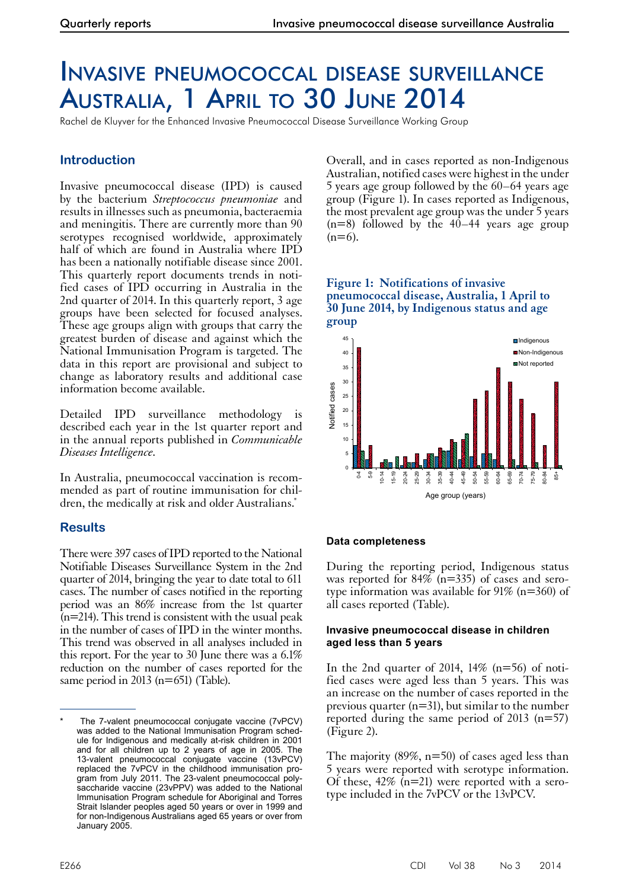# Invasive pneumococcal disease surveillance Australia, 1 April to 30 June 2014

Rachel de Kluyver for the Enhanced Invasive Pneumococcal Disease Surveillance Working Group

## Introduction

Invasive pneumococcal disease (IPD) is caused by the bacterium *Streptococcus pneumoniae* and results in illnesses such as pneumonia, bacteraemia and meningitis. There are currently more than 90 serotypes recognised worldwide, approximately half of which are found in Australia where IPD has been a nationally notifiable disease since 2001. This quarterly report documents trends in notified cases of IPD occurring in Australia in the 2nd quarter of 2014. In this quarterly report, 3 age groups have been selected for focused analyses. These age groups align with groups that carry the greatest burden of disease and against which the National Immunisation Program is targeted. The data in this report are provisional and subject to change as laboratory results and additional case information become available.

Detailed IPD surveillance methodology is described each year in the 1st quarter report and in the annual reports published in *Communicable Diseases Intelligence*.

In Australia, pneumococcal vaccination is recommended as part of routine immunisation for children, the medically at risk and older Australians.*

## Results

There were 397 cases of IPD reported to the National Notifiable Diseases Surveillance System in the 2nd quarter of 2014, bringing the year to date total to 611 cases. The number of cases notified in the reporting period was an 86% increase from the 1st quarter (n=214). This trend is consistent with the usual peak in the number of cases of IPD in the winter months. This trend was observed in all analyses included in this report. For the year to 30 June there was a 6.1% reduction on the number of cases reported for the same period in 2013 (n=651) (Table).

Overall, and in cases reported as non-Indigenous Australian, notified cases were highest in the under 5 years age group followed by the 60–64 years age group (Figure 1). In cases reported as Indigenous, the most prevalent age group was the under 5 years (n=8) followed by the 40–44 years age group (n=6).

**Figure 1: Notifications of invasive pneumococcal disease, Australia, 1 April to 30 June 2014, by Indigenous status and age group**

Indigenous
Non-Indigenous
Not reported

Notified cases

0
5
10
15
20
25
30
35
40
45

0-4
5-9
10-14
15-19
20-24
25-29
30-34
35-39
40-44
45-49
50-54
55-59
60-64
65-69
70-74
75-79
80-84
85+

Age group (years)

### Data completeness

During the reporting period, Indigenous status was reported for 84% (n=335) of cases and serotype information was available for 91% (n=360) of all cases reported (Table).

### Invasive pneumococcal disease in children aged less than 5 years

In the 2nd quarter of 2014, 14% (n=56) of notified cases were aged less than 5 years. This was an increase on the number of cases reported in the previous quarter (n=31), but similar to the number reported during the same period of 2013 (n=57) (Figure 2).

The majority (89%, n=50) of cases aged less than 5 years were reported with serotype information. Of these, 42% (n=21) were reported with a serotype included in the 7vPCV or the 13vPCV.

---

\* The 7-valent pneumococcal conjugate vaccine (7vPCV) was added to the National Immunisation Program schedule for Indigenous and medically at-risk children in 2001 and for all children up to 2 years of age in 2005. The 13-valent pneumococcal conjugate vaccine (13vPCV) replaced the 7vPCV in the childhood immunisation program from July 2011. The 23-valent pneumococcal polysaccharide vaccine (23vPPV) was added to the National Immunisation Program schedule for Aboriginal and Torres Strait Islander peoples aged 50 years or over in 1999 and for non-Indigenous Australians aged 65 years or over from January 2005.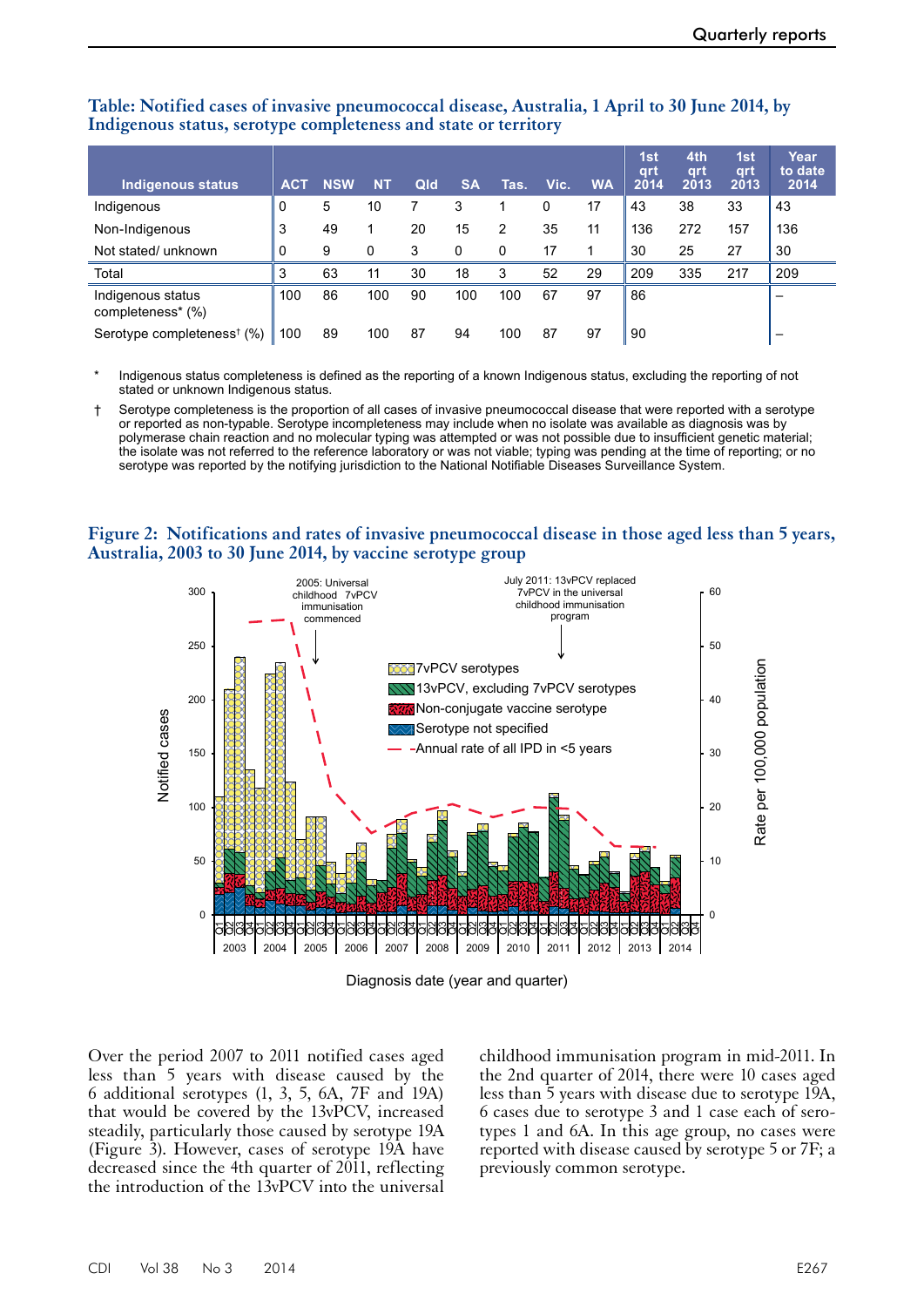**Table: Notified cases of invasive pneumococcal disease, Australia, 1 April to 30 June 2014, by Indigenous status, serotype completeness and state or territory**

| Indigenous status | ACT | NSW | NT | Qld | SA | Tas. | Vic. | WA | 1st qrt 2014 | 4th qrt 2013 | 1st qrt 2013 | Year to date 2014 |
|---|---|---|---|---|---|---|---|---|---|---|---|---|
| Indigenous | 0 | 5 | 10 | 7 | 3 | 1 | 0 | 17 | 43 | 38 | 33 | 43 |
| Non-Indigenous | 3 | 49 | 1 | 20 | 15 | 2 | 35 | 11 | 136 | 272 | 157 | 136 |
| Not stated/ unknown | 0 | 9 | 0 | 3 | 0 | 0 | 17 | 1 | 30 | 25 | 27 | 30 |
| Total | 3 | 63 | 11 | 30 | 18 | 3 | 52 | 29 | 209 | 335 | 217 | 209 |
| Indigenous status completeness* (%) | 100 | 86 | 100 | 90 | 100 | 100 | 67 | 97 | 86 | | | – |
| Serotype completeness† (%) | 100 | 89 | 100 | 87 | 94 | 100 | 87 | 97 | 90 | | | – |

\* Indigenous status completeness is defined as the reporting of a known Indigenous status, excluding the reporting of not stated or unknown Indigenous status.

† Serotype completeness is the proportion of all cases of invasive pneumococcal disease that were reported with a serotype or reported as non-typable. Serotype incompleteness may include when no isolate was available as diagnosis was by polymerase chain reaction and no molecular typing was attempted or was not possible due to insufficient genetic material; the isolate was not referred to the reference laboratory or was not viable; typing was pending at the time of reporting; or no serotype was reported by the notifying jurisdiction to the National Notifiable Diseases Surveillance System.

**Figure 2: Notifications and rates of invasive pneumococcal disease in those aged less than 5 years, Australia, 2003 to 30 June 2014, by vaccine serotype group**

2005: Universal childhood 7vPCV immunisation commenced

July 2011: 13vPCV replaced 7vPCV in the universal childhood immunisation program

7vPCV serotypes
13vPCV, excluding 7vPCV serotypes
Non-conjugate vaccine serotype
Serotype not specified
Annual rate of all IPD in <5 years

Notified cases

Rate per 100,000 population

Diagnosis date (year and quarter)

Over the period 2007 to 2011 notified cases aged less than 5 years with disease caused by the 6 additional serotypes (1, 3, 5, 6A, 7F and 19A) that would be covered by the 13vPCV, increased steadily, particularly those caused by serotype 19A (Figure 3). However, cases of serotype 19A have decreased since the 4th quarter of 2011, reflecting the introduction of the 13vPCV into the universal childhood immunisation program in mid-2011. In the 2nd quarter of 2014, there were 10 cases aged less than 5 years with disease due to serotype 19A, 6 cases due to serotype 3 and 1 case each of serotypes 1 and 6A. In this age group, no cases were reported with disease caused by serotype 5 or 7F; a previously common serotype.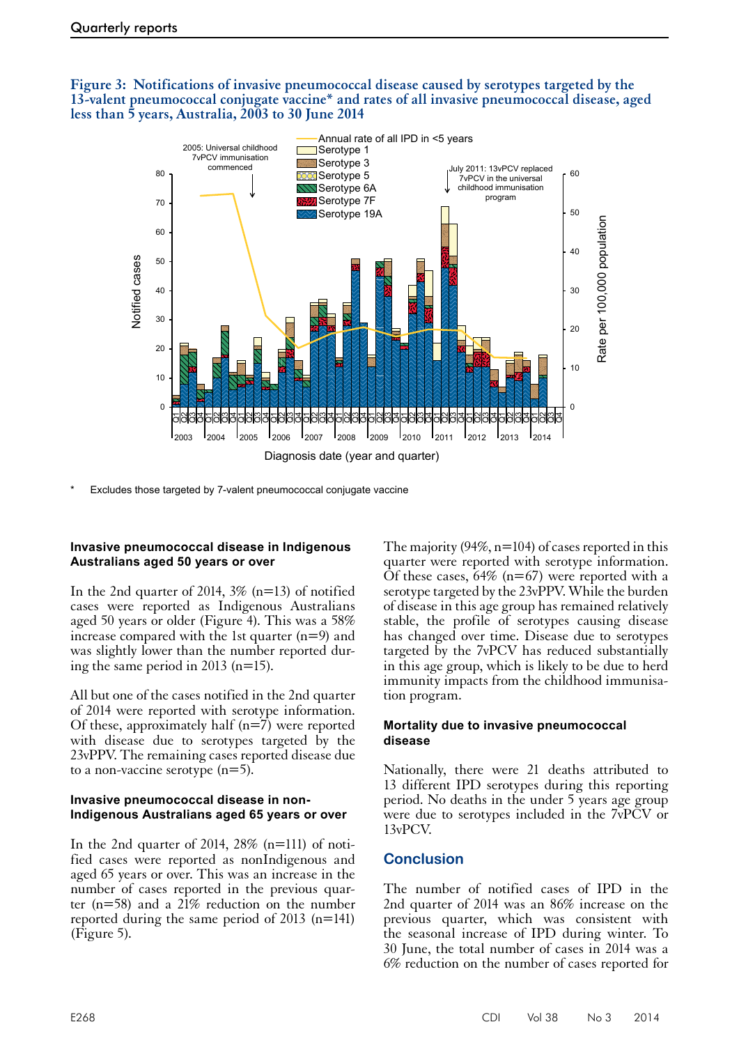**Figure 3: Notifications of invasive pneumococcal disease caused by serotypes targeted by the 13-valent pneumococcal conjugate vaccine* and rates of all invasive pneumococcal disease, aged less than 5 years, Australia, 2003 to 30 June 2014**

Annual rate of all IPD in <5 years
Serotype 1
Serotype 3
Serotype 5
Serotype 6A
Serotype 7F
Serotype 19A

2005: Universal childhood 7vPCV immunisation commenced

July 2011: 13vPCV replaced 7vPCV in the universal childhood immunisation program

Notified cases

Rate per 100,000 population

Diagnosis date (year and quarter)

\* Excludes those targeted by 7-valent pneumococcal conjugate vaccine

#### Invasive pneumococcal disease in Indigenous Australians aged 50 years or over

In the 2nd quarter of 2014, 3% (n=13) of notified cases were reported as Indigenous Australians aged 50 years or older (Figure 4). This was a 58% increase compared with the 1st quarter (n=9) and was slightly lower than the number reported during the same period in 2013 (n=15).

All but one of the cases notified in the 2nd quarter of 2014 were reported with serotype information. Of these, approximately half (n=7) were reported with disease due to serotypes targeted by the 23vPPV. The remaining cases reported disease due to a non-vaccine serotype (n=5).

#### Invasive pneumococcal disease in non-Indigenous Australians aged 65 years or over

In the 2nd quarter of 2014, 28% (n=111) of notified cases were reported as nonIndigenous and aged 65 years or over. This was an increase in the number of cases reported in the previous quarter (n=58) and a 21% reduction on the number reported during the same period of 2013 (n=141) (Figure 5).

The majority (94%, n=104) of cases reported in this quarter were reported with serotype information. Of these cases, 64% (n=67) were reported with a serotype targeted by the 23vPPV. While the burden of disease in this age group has remained relatively stable, the profile of serotypes causing disease has changed over time. Disease due to serotypes targeted by the 7vPCV has reduced substantially in this age group, which is likely to be due to herd immunity impacts from the childhood immunisation program.

#### Mortality due to invasive pneumococcal disease

Nationally, there were 21 deaths attributed to 13 different IPD serotypes during this reporting period. No deaths in the under 5 years age group were due to serotypes included in the 7vPCV or 13vPCV.

## Conclusion

The number of notified cases of IPD in the 2nd quarter of 2014 was an 86% increase on the previous quarter, which was consistent with the seasonal increase of IPD during winter. To 30 June, the total number of cases in 2014 was a 6% reduction on the number of cases reported for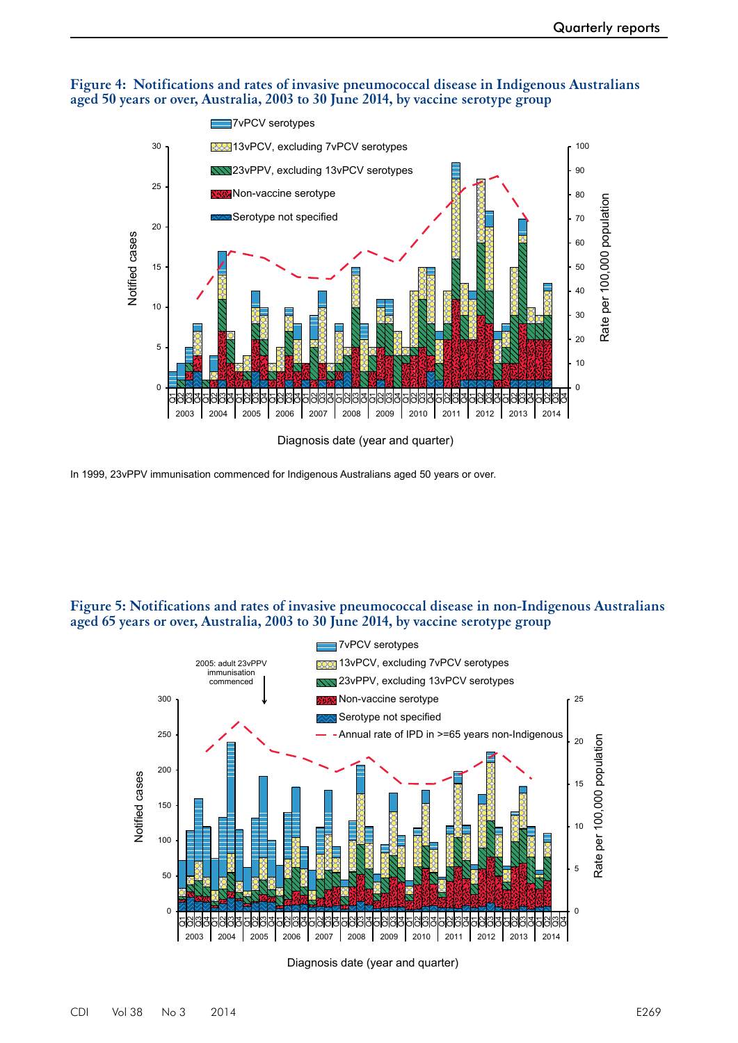## Figure 4: Notifications and rates of invasive pneumococcal disease in Indigenous Australians aged 50 years or over, Australia, 2003 to 30 June 2014, by vaccine serotype group

7vPCV serotypes
13vPCV, excluding 7vPCV serotypes
23vPPV, excluding 13vPCV serotypes
Non-vaccine serotype
Serotype not specified

Notified cases
0
5
10
15
20
25
30

Rate per 100,000 population
0
10
20
30
40
50
60
70
80
90
100

Q1 Q2 Q3 Q4
2003 2004 2005 2006 2007 2008 2009 2010 2011 2012 2013 2014

Diagnosis date (year and quarter)

In 1999, 23vPPV immunisation commenced for Indigenous Australians aged 50 years or over.

## Figure 5: Notifications and rates of invasive pneumococcal disease in non-Indigenous Australians aged 65 years or over, Australia, 2003 to 30 June 2014, by vaccine serotype group

2005: adult 23vPPV immunisation commenced

7vPCV serotypes
13vPCV, excluding 7vPCV serotypes
23vPPV, excluding 13vPCV serotypes
Non-vaccine serotype
Serotype not specified
Annual rate of IPD in >=65 years non-Indigenous

Notified cases
0
50
100
150
200
250
300

Rate per 100,000 population
0
5
10
15
20
25

Q1 Q2 Q3 Q4
2003 2004 2005 2006 2007 2008 2009 2010 2011 2012 2013 2014

Diagnosis date (year and quarter)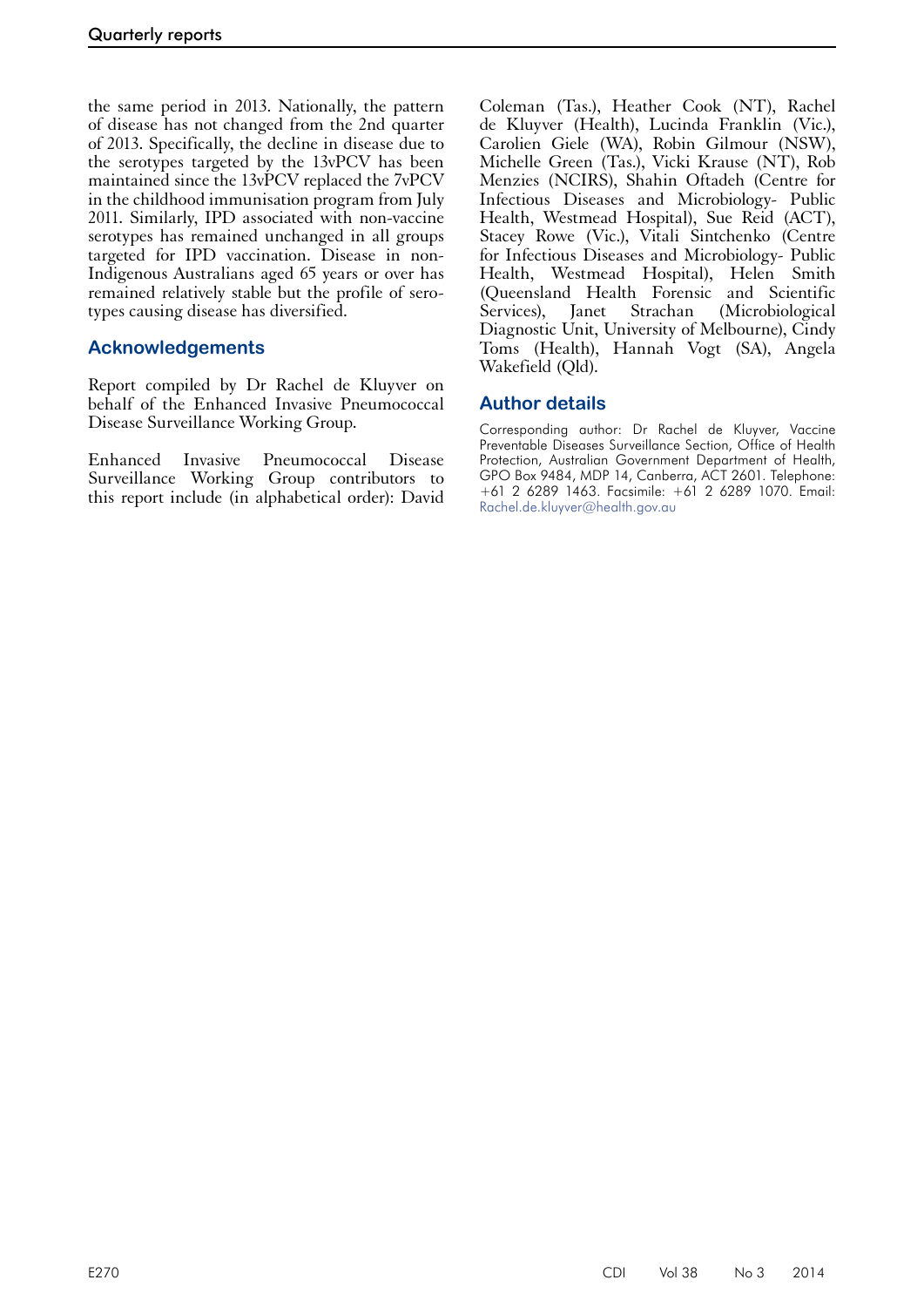the same period in 2013. Nationally, the pattern of disease has not changed from the 2nd quarter of 2013. Specifically, the decline in disease due to the serotypes targeted by the 13vPCV has been maintained since the 13vPCV replaced the 7vPCV in the childhood immunisation program from July 2011. Similarly, IPD associated with non-vaccine serotypes has remained unchanged in all groups targeted for IPD vaccination. Disease in non-Indigenous Australians aged 65 years or over has remained relatively stable but the profile of serotypes causing disease has diversified.

## Acknowledgements

Report compiled by Dr Rachel de Kluyver on behalf of the Enhanced Invasive Pneumococcal Disease Surveillance Working Group.

Enhanced Invasive Pneumococcal Disease Surveillance Working Group contributors to this report include (in alphabetical order): David Coleman (Tas.), Heather Cook (NT), Rachel de Kluyver (Health), Lucinda Franklin (Vic.), Carolien Giele (WA), Robin Gilmour (NSW), Michelle Green (Tas.), Vicki Krause (NT), Rob Menzies (NCIRS), Shahin Oftadeh (Centre for Infectious Diseases and Microbiology- Public Health, Westmead Hospital), Sue Reid (ACT), Stacey Rowe (Vic.), Vitali Sintchenko (Centre for Infectious Diseases and Microbiology- Public Health, Westmead Hospital), Helen Smith (Queensland Health Forensic and Scientific Services), Janet Strachan (Microbiological Diagnostic Unit, University of Melbourne), Cindy Toms (Health), Hannah Vogt (SA), Angela Wakefield (Qld).

## Author details

Corresponding author: Dr Rachel de Kluyver, Vaccine Preventable Diseases Surveillance Section, Office of Health Protection, Australian Government Department of Health, GPO Box 9484, MDP 14, Canberra, ACT 2601. Telephone: +61 2 6289 1463. Facsimile: +61 2 6289 1070. Email: Rachel.de.kluyver@health.gov.au